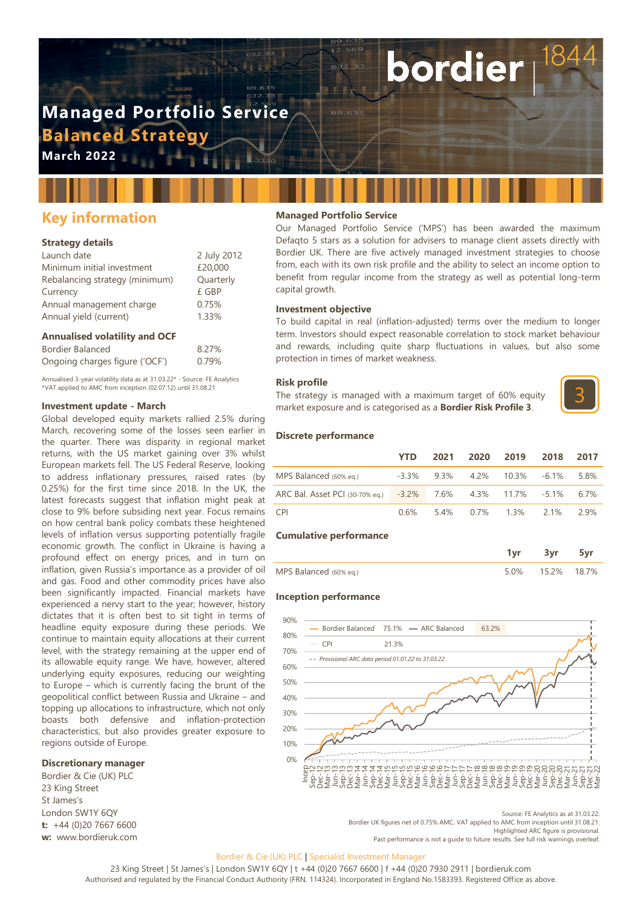# Managed Portfolio Service
## Balanced Strategy
**March 2022**

bordier | 1844

## Key information

### Strategy details

| | |
|---|---|
| Launch date | 2 July 2012 |
| Minimum initial investment | £20,000 |
| Rebalancing strategy (minimum) | Quarterly |
| Currency | £ GBP |
| Annual management charge | 0.75% |
| Annual yield (current) | 1.33% |

### Annualised volatility and OCF

| | |
|---|---|
| Bordier Balanced | 8.27% |
| Ongoing charges figure ('OCF') | 0.79% |

Annualised 3-year volatility data as at 31.03.22* - Source: FE Analytics
*VAT applied to AMC from inception (02.07.12) until 31.08.21

### Investment update - March

Global developed equity markets rallied 2.5% during March, recovering some of the losses seen earlier in the quarter. There was disparity in regional market returns, with the US market gaining over 3% whilst European markets fell. The US Federal Reserve, looking to address inflationary pressures, raised rates (by 0.25%) for the first time since 2018. In the UK, the latest forecasts suggest that inflation might peak at close to 9% before subsiding next year. Focus remains on how central bank policy combats these heightened levels of inflation versus supporting potentially fragile economic growth. The conflict in Ukraine is having a profound effect on energy prices, and in turn on inflation, given Russia's importance as a provider of oil and gas. Food and other commodity prices have also been significantly impacted. Financial markets have experienced a nervy start to the year; however, history dictates that it is often best to sit tight in terms of headline equity exposure during these periods. We continue to maintain equity allocations at their current level, with the strategy remaining at the upper end of its allowable equity range. We have, however, altered underlying equity exposures, reducing our weighting to Europe – which is currently facing the brunt of the geopolitical conflict between Russia and Ukraine – and topping up allocations to infrastructure, which not only boasts both defensive and inflation-protection characteristics, but also provides greater exposure to regions outside of Europe.

### Discretionary manager

Bordier & Cie (UK) PLC
23 King Street
St James's
London SW1Y 6QY
**t:** +44 (0)20 7667 6600
**w:** www.bordieruk.com

### Managed Portfolio Service

Our Managed Portfolio Service ('MPS') has been awarded the maximum Defaqto 5 stars as a solution for advisers to manage client assets directly with Bordier UK. There are five actively managed investment strategies to choose from, each with its own risk profile and the ability to select an income option to benefit from regular income from the strategy as well as potential long-term capital growth.

### Investment objective

To build capital in real (inflation-adjusted) terms over the medium to longer term. Investors should expect reasonable correlation to stock market behaviour and rewards, including quite sharp fluctuations in values, but also some protection in times of market weakness.

### Risk profile

The strategy is managed with a maximum target of 60% equity market exposure and is categorised as a **Bordier Risk Profile 3**.

3

### Discrete performance

| | YTD | 2021 | 2020 | 2019 | 2018 | 2017 |
|---|---|---|---|---|---|---|
| MPS Balanced (60% eq.) | -3.3% | 9.3% | 4.2% | 10.3% | -6.1% | 5.8% |
| ARC Bal. Asset PCI (30-70% eq.) | -3.2% | 7.6% | 4.3% | 11.7% | -5.1% | 6.7% |
| CPI | 0.6% | 5.4% | 0.7% | 1.3% | 2.1% | 2.9% |

### Cumulative performance

| | 1yr | 3yr | 5yr |
|---|---|---|---|
| MPS Balanced (60% eq.) | 5.0% | 15.2% | 18.7% |

### Inception performance

Bordier Balanced 75.1% — ARC Balanced 63.2% — CPI 21.3%
Provisional ARC data period 01.01.22 to 31.03.22

Source: FE Analytics as at 31.03.22.
Bordier UK figures net of 0.75% AMC. VAT applied to AMC from inception until 31.08.21.
Highlighted ARC figure is provisional.
Past performance is not a guide to future results. See full risk warnings overleaf.

Bordier & Cie (UK) PLC | Specialist Investment Manager
23 King Street | St James's | London SW1Y 6QY | t +44 (0)20 7667 6600 | f +44 (0)20 7930 2911 | bordieruk.com
Authorised and regulated by the Financial Conduct Authority (FRN. 114324). Incorporated in England No.1583393. Registered Office as above.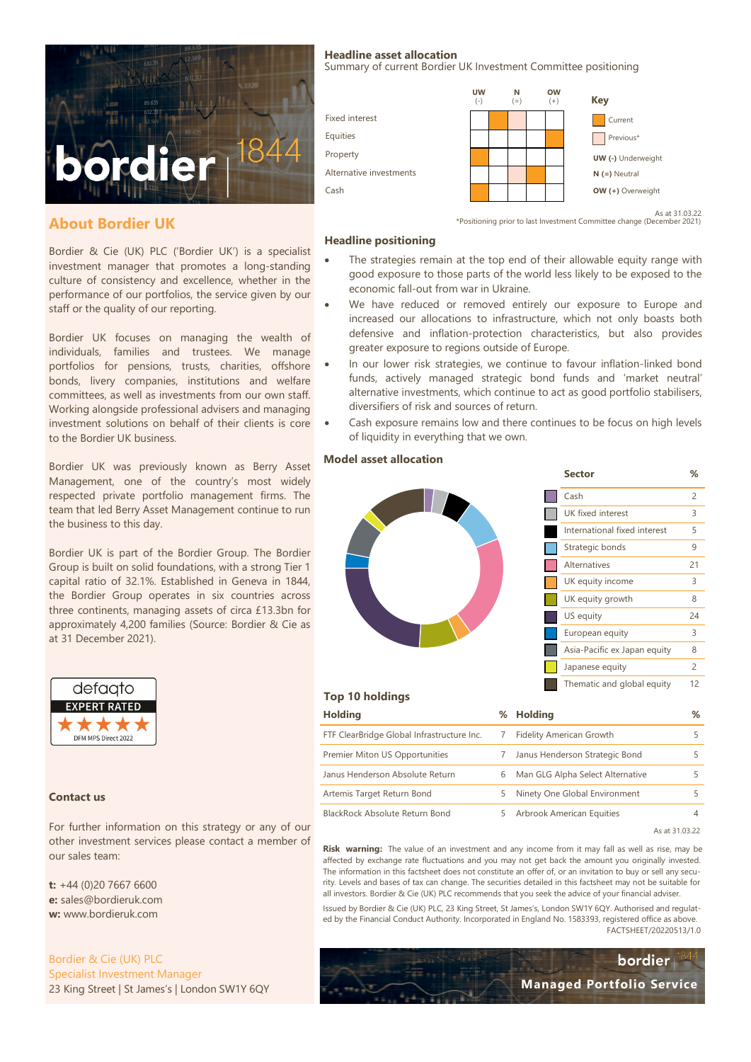## About Bordier UK

Bordier & Cie (UK) PLC ('Bordier UK') is a specialist investment manager that promotes a long-standing culture of consistency and excellence, whether in the performance of our portfolios, the service given by our staff or the quality of our reporting.

Bordier UK focuses on managing the wealth of individuals, families and trustees. We manage portfolios for pensions, trusts, charities, offshore bonds, livery companies, institutions and welfare committees, as well as investments from our own staff. Working alongside professional advisers and managing investment solutions on behalf of their clients is core to the Bordier UK business.

Bordier UK was previously known as Berry Asset Management, one of the country's most widely respected private portfolio management firms. The team that led Berry Asset Management continue to run the business to this day.

Bordier UK is part of the Bordier Group. The Bordier Group is built on solid foundations, with a strong Tier 1 capital ratio of 32.1%. Established in Geneva in 1844, the Bordier Group operates in six countries across three continents, managing assets of circa £13.3bn for approximately 4,200 families (Source: Bordier & Cie as at 31 December 2021).

defaqto EXPERT RATED
DFM MPS Direct 2022

### Contact us

For further information on this strategy or any of our other investment services please contact a member of our sales team:

**t:** +44 (0)20 7667 6600
**e:** sales@bordieruk.com
**w:** www.bordieruk.com

Bordier & Cie (UK) PLC
Specialist Investment Manager
23 King Street | St James's | London SW1Y 6QY

### Headline asset allocation

Summary of current Bordier UK Investment Committee positioning

UW (-) N (=) OW (+)

Fixed interest
Equities
Property
Alternative investments
Cash

Key
Current
Previous*
**UW (-)** Underweight
**N (=)** Neutral
**OW (+)** Overweight

As at 31.03.22
*Positioning prior to last Investment Committee change (December 2021)

### Headline positioning

- The strategies remain at the top end of their allowable equity range with good exposure to those parts of the world less likely to be exposed to the economic fall-out from war in Ukraine.
- We have reduced or removed entirely our exposure to Europe and increased our allocations to infrastructure, which not only boasts both defensive and inflation-protection characteristics, but also provides greater exposure to regions outside of Europe.
- In our lower risk strategies, we continue to favour inflation-linked bond funds, actively managed strategic bond funds and 'market neutral' alternative investments, which continue to act as good portfolio stabilisers, diversifiers of risk and sources of return.
- Cash exposure remains low and there continues to be focus on high levels of liquidity in everything that we own.

### Model asset allocation

| Sector | % |
|---|---|
| Cash | 2 |
| UK fixed interest | 3 |
| International fixed interest | 5 |
| Strategic bonds | 9 |
| Alternatives | 21 |
| UK equity income | 3 |
| UK equity growth | 8 |
| US equity | 24 |
| European equity | 3 |
| Asia-Pacific ex Japan equity | 8 |
| Japanese equity | 2 |
| Thematic and global equity | 12 |

### Top 10 holdings

| Holding | % | Holding | % |
|---|---|---|---|
| FTF ClearBridge Global Infrastructure Inc. | 7 | Fidelity American Growth | 5 |
| Premier Miton US Opportunities | 7 | Janus Henderson Strategic Bond | 5 |
| Janus Henderson Absolute Return | 6 | Man GLG Alpha Select Alternative | 5 |
| Artemis Target Return Bond | 5 | Ninety One Global Environment | 5 |
| BlackRock Absolute Return Bond | 5 | Arbrook American Equities | 4 |

As at 31.03.22

**Risk warning:** The value of an investment and any income from it may fall as well as rise, may be affected by exchange rate fluctuations and you may not get back the amount you originally invested. The information in this factsheet does not constitute an offer of, or an invitation to buy or sell any security. Levels and bases of tax can change. The securities detailed in this factsheet may not be suitable for all investors. Bordier & Cie (UK) PLC recommends that you seek the advice of your financial adviser.

Issued by Bordier & Cie (UK) PLC, 23 King Street, St James's, London SW1Y 6QY. Authorised and regulated by the Financial Conduct Authority. Incorporated in England No. 1583393, registered office as above.
FACTSHEET/20220513/1.0

bordier 1844
**Managed Portfolio Service**